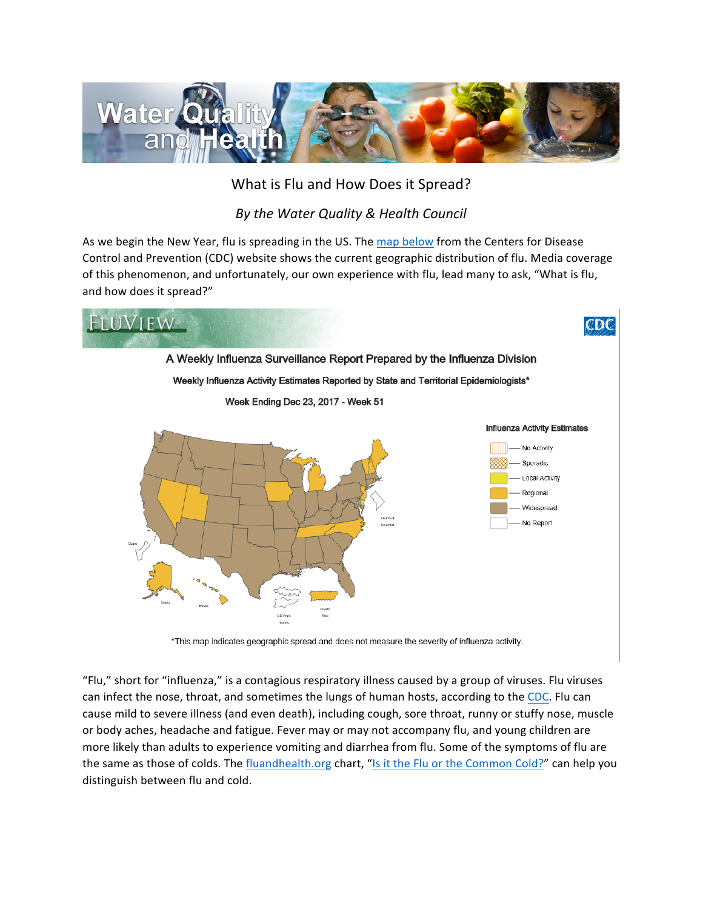# What is Flu and How Does it Spread?

*By the Water Quality & Health Council*

As we begin the New Year, flu is spreading in the US. The map below from the Centers for Disease Control and Prevention (CDC) website shows the current geographic distribution of flu. Media coverage of this phenomenon, and unfortunately, our own experience with flu, lead many to ask, "What is flu, and how does it spread?"

FLUVIEW

A Weekly Influenza Surveillance Report Prepared by the Influenza Division

Weekly Influenza Activity Estimates Reported by State and Territorial Epidemiologists*

Week Ending Dec 23, 2017 - Week 51

Influenza Activity Estimates

- No Activity
- Sporadic
- Local Activity
- Regional
- Widespread
- No Report

*This map indicates geographic spread and does not measure the severity of influenza activity.

"Flu," short for "influenza," is a contagious respiratory illness caused by a group of viruses. Flu viruses can infect the nose, throat, and sometimes the lungs of human hosts, according to the CDC. Flu can cause mild to severe illness (and even death), including cough, sore throat, runny or stuffy nose, muscle or body aches, headache and fatigue. Fever may or may not accompany flu, and young children are more likely than adults to experience vomiting and diarrhea from flu. Some of the symptoms of flu are the same as those of colds. The fluandhealth.org chart, "Is it the Flu or the Common Cold?" can help you distinguish between flu and cold.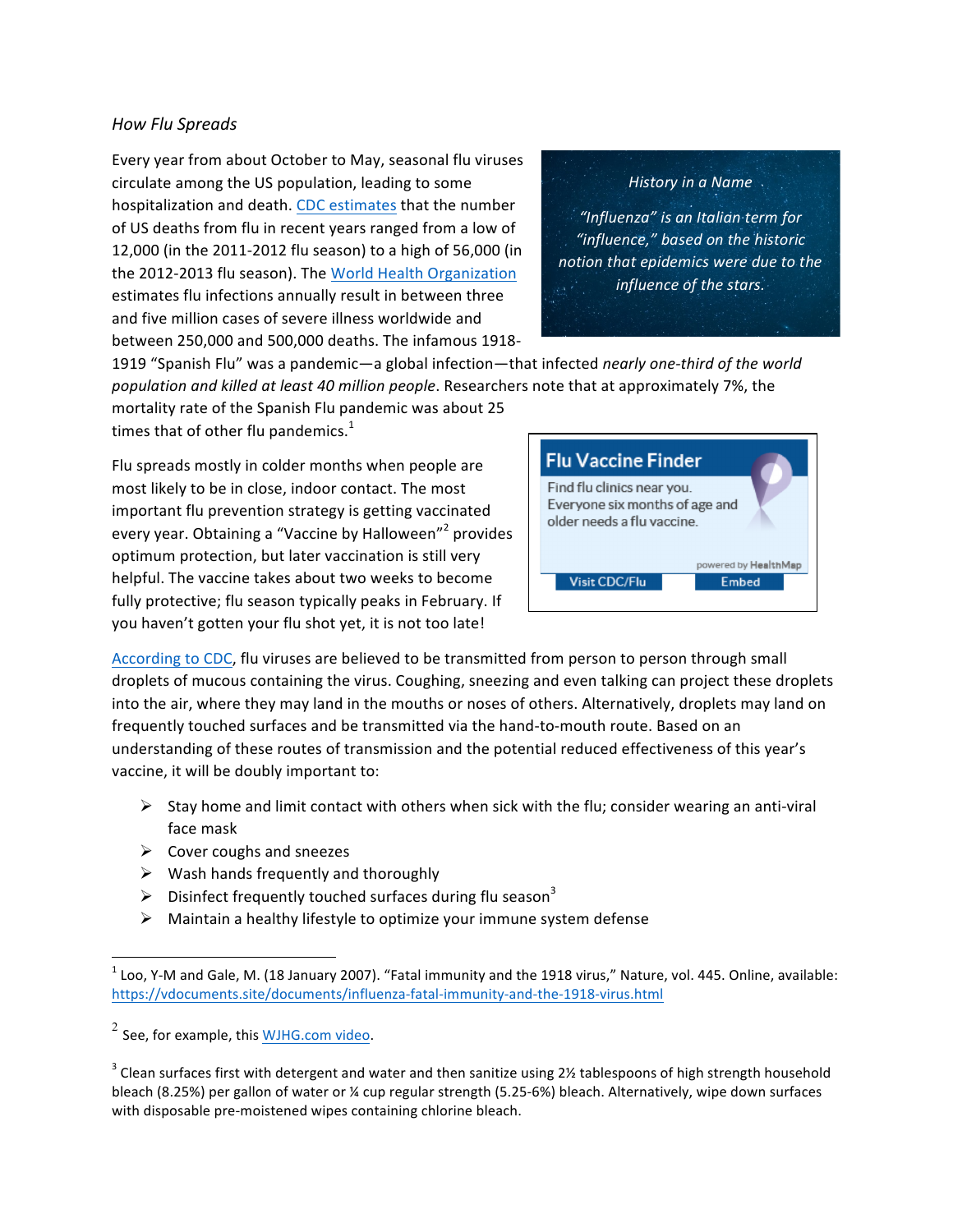*How Flu Spreads*

Every year from about October to May, seasonal flu viruses circulate among the US population, leading to some hospitalization and death. [CDC estimates](#) that the number of US deaths from flu in recent years ranged from a low of 12,000 (in the 2011-2012 flu season) to a high of 56,000 (in the 2012-2013 flu season). The [World Health Organization](#) estimates flu infections annually result in between three and five million cases of severe illness worldwide and between 250,000 and 500,000 deaths. The infamous 1918-1919 "Spanish Flu" was a pandemic—a global infection—that infected *nearly one-third of the world population and killed at least 40 million people*. Researchers note that at approximately 7%, the mortality rate of the Spanish Flu pandemic was about 25 times that of other flu pandemics.[1]

> *History in a Name*
>
> *"Influenza" is an Italian term for "influence," based on the historic notion that epidemics were due to the influence of the stars.*

Flu spreads mostly in colder months when people are most likely to be in close, indoor contact. The most important flu prevention strategy is getting vaccinated every year. Obtaining a "Vaccine by Halloween"[2] provides optimum protection, but later vaccination is still very helpful. The vaccine takes about two weeks to become fully protective; flu season typically peaks in February. If you haven't gotten your flu shot yet, it is not too late!

> **Flu Vaccine Finder**
>
> Find flu clinics near you.
> Everyone six months of age and older needs a flu vaccine.
>
> powered by HealthMap
>
> Visit CDC/Flu | Embed

[According to CDC](#), flu viruses are believed to be transmitted from person to person through small droplets of mucous containing the virus. Coughing, sneezing and even talking can project these droplets into the air, where they may land in the mouths or noses of others. Alternatively, droplets may land on frequently touched surfaces and be transmitted via the hand-to-mouth route. Based on an understanding of these routes of transmission and the potential reduced effectiveness of this year's vaccine, it will be doubly important to:

- Stay home and limit contact with others when sick with the flu; consider wearing an anti-viral face mask
- Cover coughs and sneezes
- Wash hands frequently and thoroughly
- Disinfect frequently touched surfaces during flu season[3]
- Maintain a healthy lifestyle to optimize your immune system defense

---

[1] Loo, Y-M and Gale, M. (18 January 2007). "Fatal immunity and the 1918 virus," Nature, vol. 445. Online, available: https://vdocuments.site/documents/influenza-fatal-immunity-and-the-1918-virus.html

[2] See, for example, this [WJHG.com video](#).

[3] Clean surfaces first with detergent and water and then sanitize using 2½ tablespoons of high strength household bleach (8.25%) per gallon of water or ¼ cup regular strength (5.25-6%) bleach. Alternatively, wipe down surfaces with disposable pre-moistened wipes containing chlorine bleach.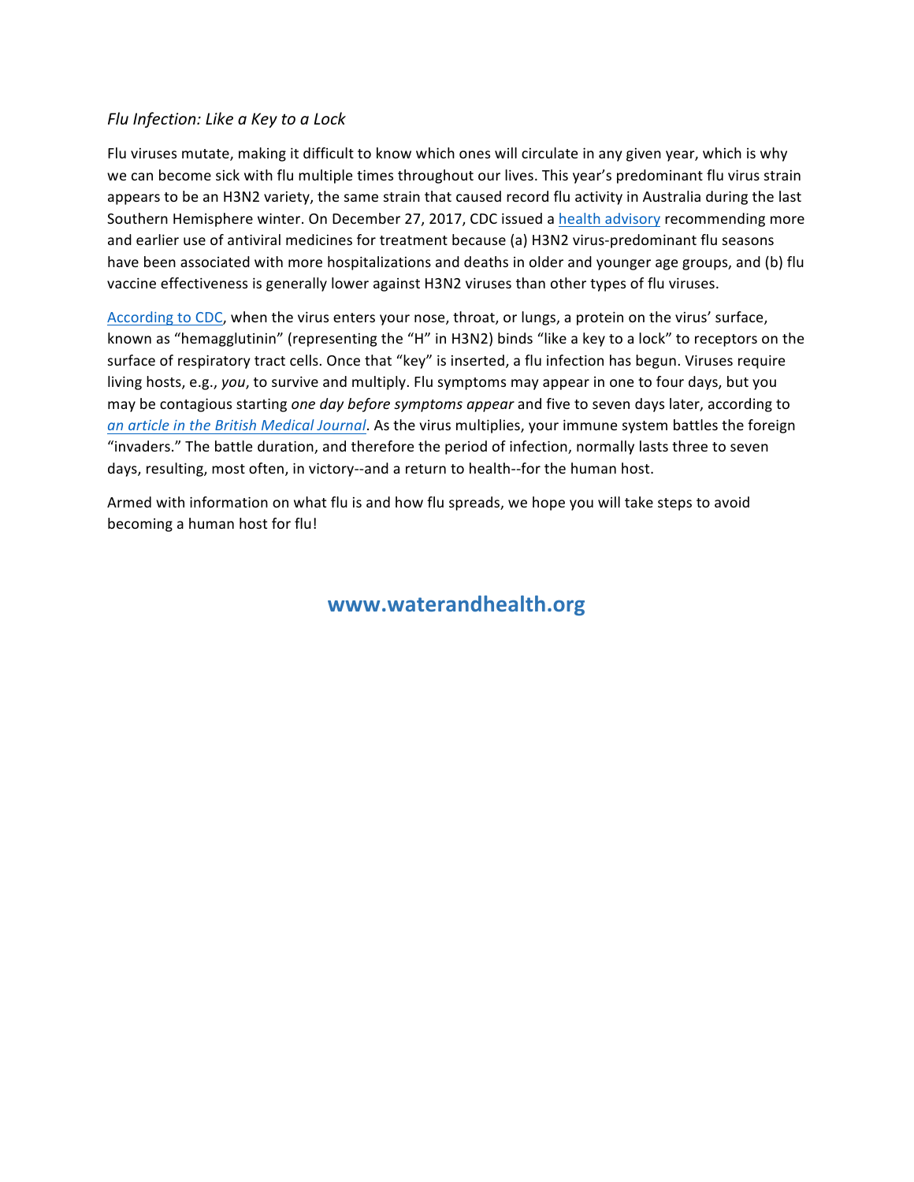### *Flu Infection: Like a Key to a Lock*

Flu viruses mutate, making it difficult to know which ones will circulate in any given year, which is why we can become sick with flu multiple times throughout our lives. This year's predominant flu virus strain appears to be an H3N2 variety, the same strain that caused record flu activity in Australia during the last Southern Hemisphere winter. On December 27, 2017, CDC issued a health advisory recommending more and earlier use of antiviral medicines for treatment because (a) H3N2 virus-predominant flu seasons have been associated with more hospitalizations and deaths in older and younger age groups, and (b) flu vaccine effectiveness is generally lower against H3N2 viruses than other types of flu viruses.

According to CDC, when the virus enters your nose, throat, or lungs, a protein on the virus' surface, known as "hemagglutinin" (representing the "H" in H3N2) binds "like a key to a lock" to receptors on the surface of respiratory tract cells. Once that "key" is inserted, a flu infection has begun. Viruses require living hosts, e.g., *you*, to survive and multiply. Flu symptoms may appear in one to four days, but you may be contagious starting *one day before symptoms appear* and five to seven days later, according to *an article in the British Medical Journal*. As the virus multiplies, your immune system battles the foreign "invaders." The battle duration, and therefore the period of infection, normally lasts three to seven days, resulting, most often, in victory--and a return to health--for the human host.

Armed with information on what flu is and how flu spreads, we hope you will take steps to avoid becoming a human host for flu!

**www.waterandhealth.org**